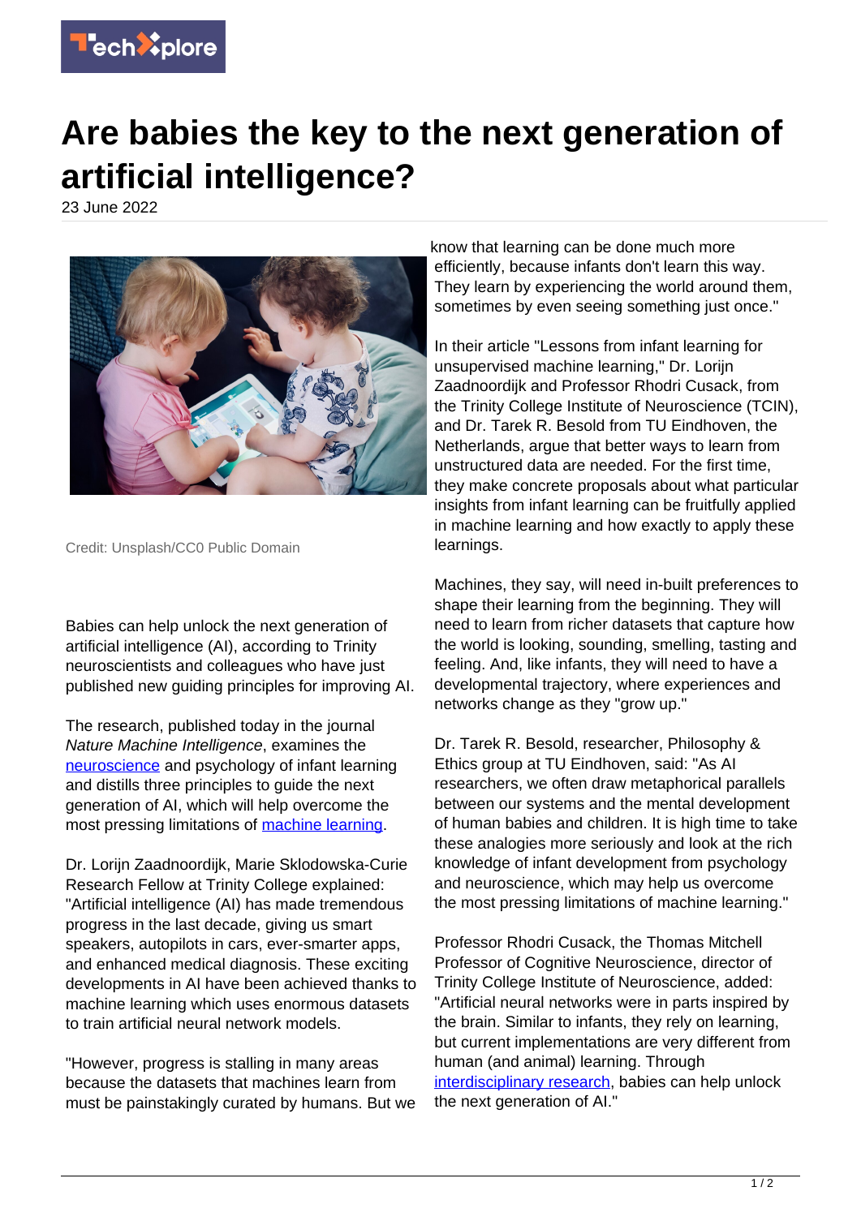# Are babies the key to the next generation of artificial intelligence?

23 June 2022

Credit: Unsplash/CC0 Public Domain

Babies can help unlock the next generation of artificial intelligence (AI), according to Trinity neuroscientists and colleagues who have just published new guiding principles for improving AI.

The research, published today in the journal *Nature Machine Intelligence*, examines the neuroscience and psychology of infant learning and distills three principles to guide the next generation of AI, which will help overcome the most pressing limitations of machine learning.

Dr. Lorijn Zaadnoordijk, Marie Sklodowska-Curie Research Fellow at Trinity College explained: "Artificial intelligence (AI) has made tremendous progress in the last decade, giving us smart speakers, autopilots in cars, ever-smarter apps, and enhanced medical diagnosis. These exciting developments in AI have been achieved thanks to machine learning which uses enormous datasets to train artificial neural network models.

"However, progress is stalling in many areas because the datasets that machines learn from must be painstakingly curated by humans. But we know that learning can be done much more efficiently, because infants don't learn this way. They learn by experiencing the world around them, sometimes by even seeing something just once."

In their article "Lessons from infant learning for unsupervised machine learning," Dr. Lorijn Zaadnoordijk and Professor Rhodri Cusack, from the Trinity College Institute of Neuroscience (TCIN), and Dr. Tarek R. Besold from TU Eindhoven, the Netherlands, argue that better ways to learn from unstructured data are needed. For the first time, they make concrete proposals about what particular insights from infant learning can be fruitfully applied in machine learning and how exactly to apply these learnings.

Machines, they say, will need in-built preferences to shape their learning from the beginning. They will need to learn from richer datasets that capture how the world is looking, sounding, smelling, tasting and feeling. And, like infants, they will need to have a developmental trajectory, where experiences and networks change as they "grow up."

Dr. Tarek R. Besold, researcher, Philosophy & Ethics group at TU Eindhoven, said: "As AI researchers, we often draw metaphorical parallels between our systems and the mental development of human babies and children. It is high time to take these analogies more seriously and look at the rich knowledge of infant development from psychology and neuroscience, which may help us overcome the most pressing limitations of machine learning."

Professor Rhodri Cusack, the Thomas Mitchell Professor of Cognitive Neuroscience, director of Trinity College Institute of Neuroscience, added: "Artificial neural networks were in parts inspired by the brain. Similar to infants, they rely on learning, but current implementations are very different from human (and animal) learning. Through interdisciplinary research, babies can help unlock the next generation of AI."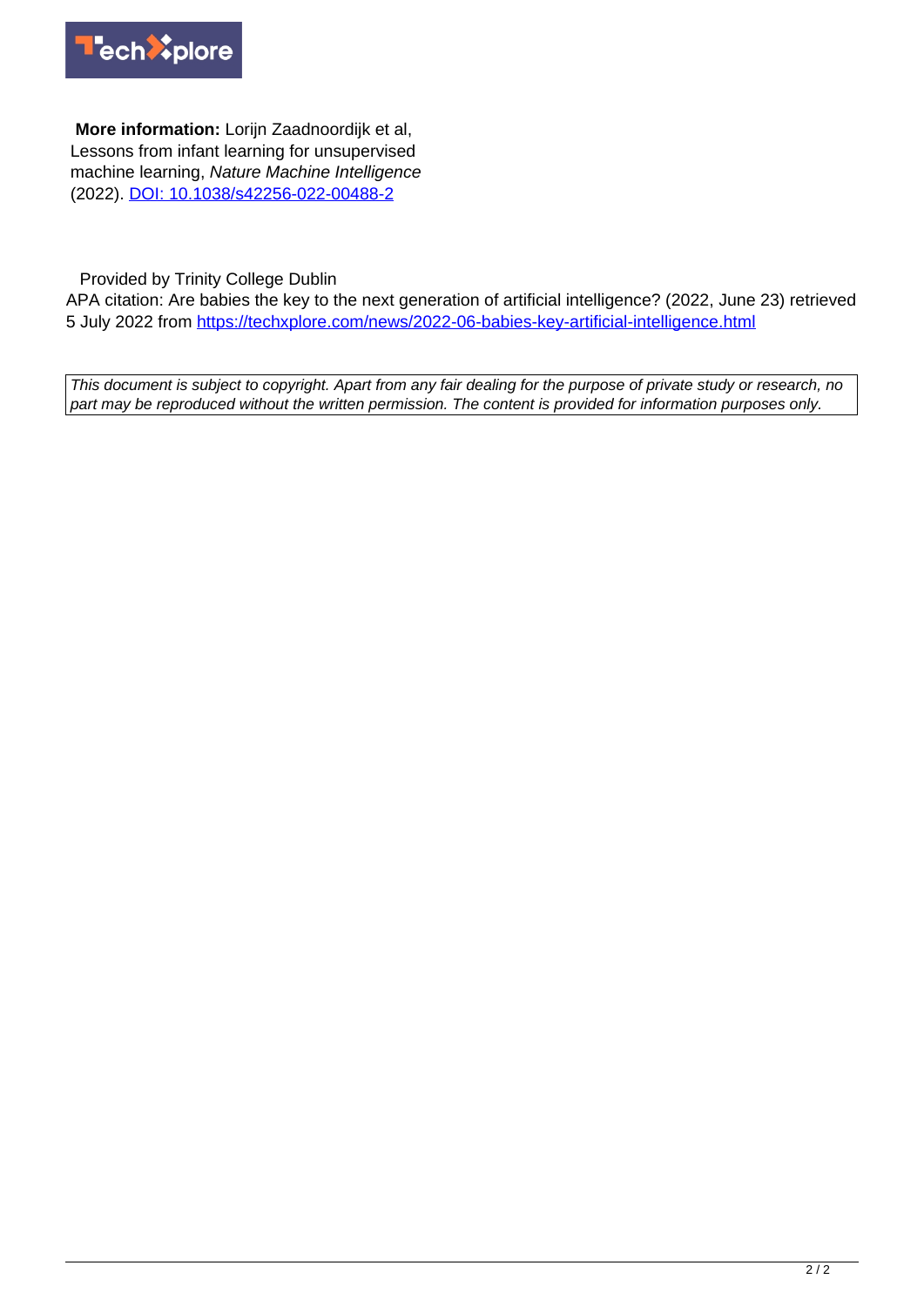**More information:** Lorijn Zaadnoordijk et al, Lessons from infant learning for unsupervised machine learning, *Nature Machine Intelligence* (2022). [DOI: 10.1038/s42256-022-00488-2](https://dx.doi.org/10.1038/s42256-022-00488-2)

Provided by Trinity College Dublin

APA citation: Are babies the key to the next generation of artificial intelligence? (2022, June 23) retrieved 5 July 2022 from https://techxplore.com/news/2022-06-babies-key-artificial-intelligence.html

*This document is subject to copyright. Apart from any fair dealing for the purpose of private study or research, no part may be reproduced without the written permission. The content is provided for information purposes only.*